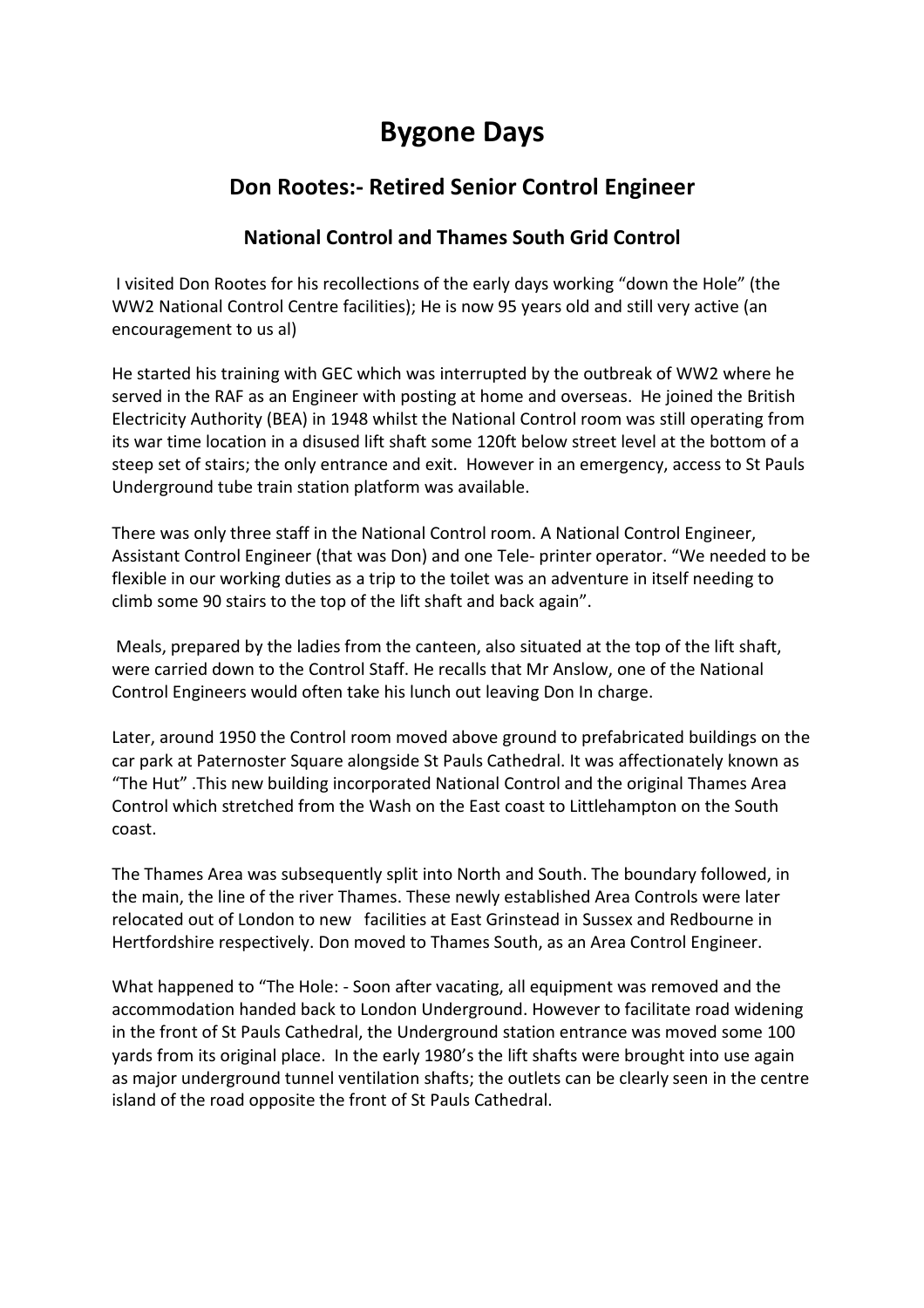# Bygone Days

## Don Rootes:- Retired Senior Control Engineer

### National Control and Thames South Grid Control

I visited Don Rootes for his recollections of the early days working "down the Hole" (the WW2 National Control Centre facilities); He is now 95 years old and still very active (an encouragement to us al)

He started his training with GEC which was interrupted by the outbreak of WW2 where he served in the RAF as an Engineer with posting at home and overseas. He joined the British Electricity Authority (BEA) in 1948 whilst the National Control room was still operating from its war time location in a disused lift shaft some 120ft below street level at the bottom of a steep set of stairs; the only entrance and exit. However in an emergency, access to St Pauls Underground tube train station platform was available.

There was only three staff in the National Control room. A National Control Engineer, Assistant Control Engineer (that was Don) and one Tele- printer operator. "We needed to be flexible in our working duties as a trip to the toilet was an adventure in itself needing to climb some 90 stairs to the top of the lift shaft and back again".

Meals, prepared by the ladies from the canteen, also situated at the top of the lift shaft, were carried down to the Control Staff. He recalls that Mr Anslow, one of the National Control Engineers would often take his lunch out leaving Don In charge.

Later, around 1950 the Control room moved above ground to prefabricated buildings on the car park at Paternoster Square alongside St Pauls Cathedral. It was affectionately known as "The Hut" .This new building incorporated National Control and the original Thames Area Control which stretched from the Wash on the East coast to Littlehampton on the South coast.

The Thames Area was subsequently split into North and South. The boundary followed, in the main, the line of the river Thames. These newly established Area Controls were later relocated out of London to new facilities at East Grinstead in Sussex and Redbourne in Hertfordshire respectively. Don moved to Thames South, as an Area Control Engineer.

What happened to "The Hole: - Soon after vacating, all equipment was removed and the accommodation handed back to London Underground. However to facilitate road widening in the front of St Pauls Cathedral, the Underground station entrance was moved some 100 yards from its original place. In the early 1980's the lift shafts were brought into use again as major underground tunnel ventilation shafts; the outlets can be clearly seen in the centre island of the road opposite the front of St Pauls Cathedral.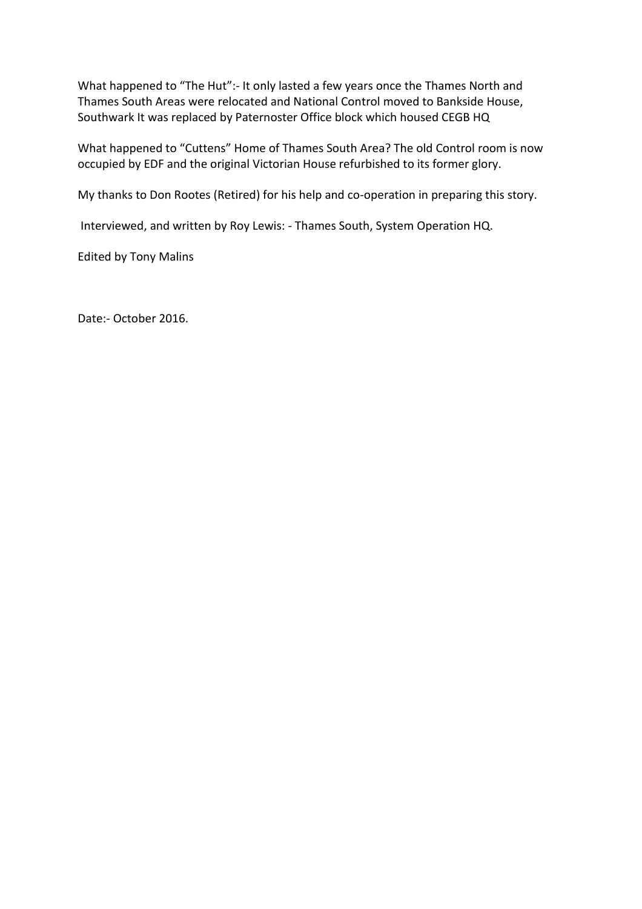What happened to “The Hut”:- It only lasted a few years once the Thames North and Thames South Areas were relocated and National Control moved to Bankside House, Southwark It was replaced by Paternoster Office block which housed CEGB HQ

What happened to “Cuttens” Home of Thames South Area? The old Control room is now occupied by EDF and the original Victorian House refurbished to its former glory.

My thanks to Don Rootes (Retired) for his help and co-operation in preparing this story.

Interviewed, and written by Roy Lewis: - Thames South, System Operation HQ.

Edited by Tony Malins

Date:- October 2016.